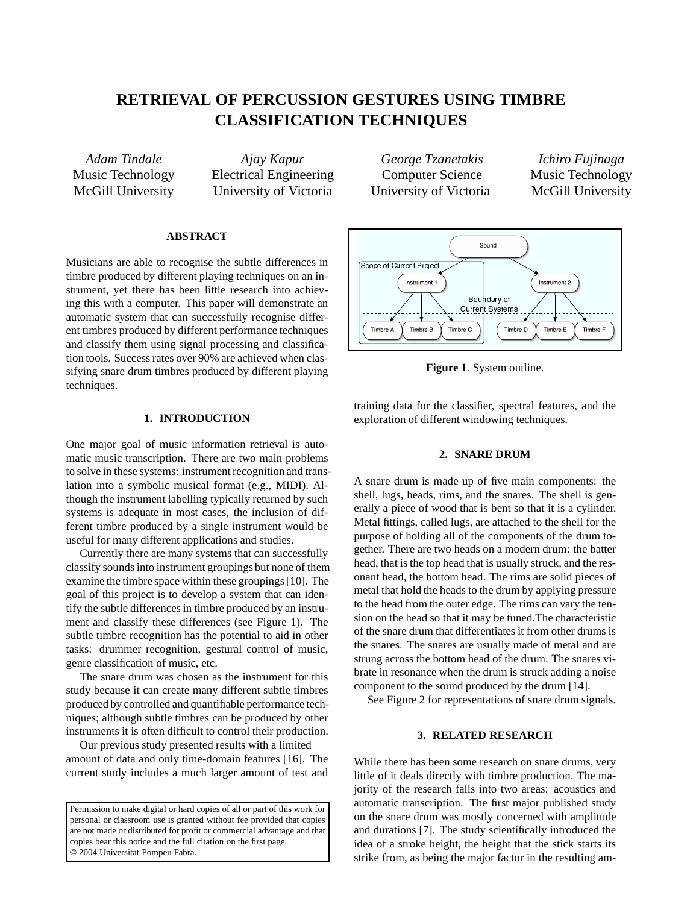# RETRIEVAL OF PERCUSSION GESTURES USING TIMBRE CLASSIFICATION TECHNIQUES

*Adam Tindale*
Music Technology
McGill University

*Ajay Kapur*
Electrical Engineering
University of Victoria

*George Tzanetakis*
Computer Science
University of Victoria

*Ichiro Fujinaga*
Music Technology
McGill University

## ABSTRACT

Musicians are able to recognise the subtle differences in timbre produced by different playing techniques on an instrument, yet there has been little research into achieving this with a computer. This paper will demonstrate an automatic system that can successfully recognise different timbres produced by different performance techniques and classify them using signal processing and classification tools. Success rates over 90% are achieved when classifying snare drum timbres produced by different playing techniques.

## 1. INTRODUCTION

One major goal of music information retrieval is automatic music transcription. There are two main problems to solve in these systems: instrument recognition and translation into a symbolic musical format (e.g., MIDI). Although the instrument labelling typically returned by such systems is adequate in most cases, the inclusion of different timbre produced by a single instrument would be useful for many different applications and studies.

Currently there are many systems that can successfully classify sounds into instrument groupings but none of them examine the timbre space within these groupings [10]. The goal of this project is to develop a system that can identify the subtle differences in timbre produced by an instrument and classify these differences (see Figure 1). The subtle timbre recognition has the potential to aid in other tasks: drummer recognition, gestural control of music, genre classification of music, etc.

The snare drum was chosen as the instrument for this study because it can create many different subtle timbres produced by controlled and quantifiable performance techniques; although subtle timbres can be produced by other instruments it is often difficult to control their production.

Our previous study presented results with a limited amount of data and only time-domain features [16]. The current study includes a much larger amount of test and training data for the classifier, spectral features, and the exploration of different windowing techniques.

**Figure 1**. System outline.

Permission to make digital or hard copies of all or part of this work for personal or classroom use is granted without fee provided that copies are not made or distributed for profit or commercial advantage and that copies bear this notice and the full citation on the first page.
© 2004 Universitat Pompeu Fabra.

## 2. SNARE DRUM

A snare drum is made up of five main components: the shell, lugs, heads, rims, and the snares. The shell is generally a piece of wood that is bent so that it is a cylinder. Metal fittings, called lugs, are attached to the shell for the purpose of holding all of the components of the drum together. There are two heads on a modern drum: the batter head, that is the top head that is usually struck, and the resonant head, the bottom head. The rims are solid pieces of metal that hold the heads to the drum by applying pressure to the head from the outer edge. The rims can vary the tension on the head so that it may be tuned.The characteristic of the snare drum that differentiates it from other drums is the snares. The snares are usually made of metal and are strung across the bottom head of the drum. The snares vibrate in resonance when the drum is struck adding a noise component to the sound produced by the drum [14].

See Figure 2 for representations of snare drum signals.

## 3. RELATED RESEARCH

While there has been some research on snare drums, very little of it deals directly with timbre production. The majority of the research falls into two areas: acoustics and automatic transcription. The first major published study on the snare drum was mostly concerned with amplitude and durations [7]. The study scientifically introduced the idea of a stroke height, the height that the stick starts its strike from, as being the major factor in the resulting am-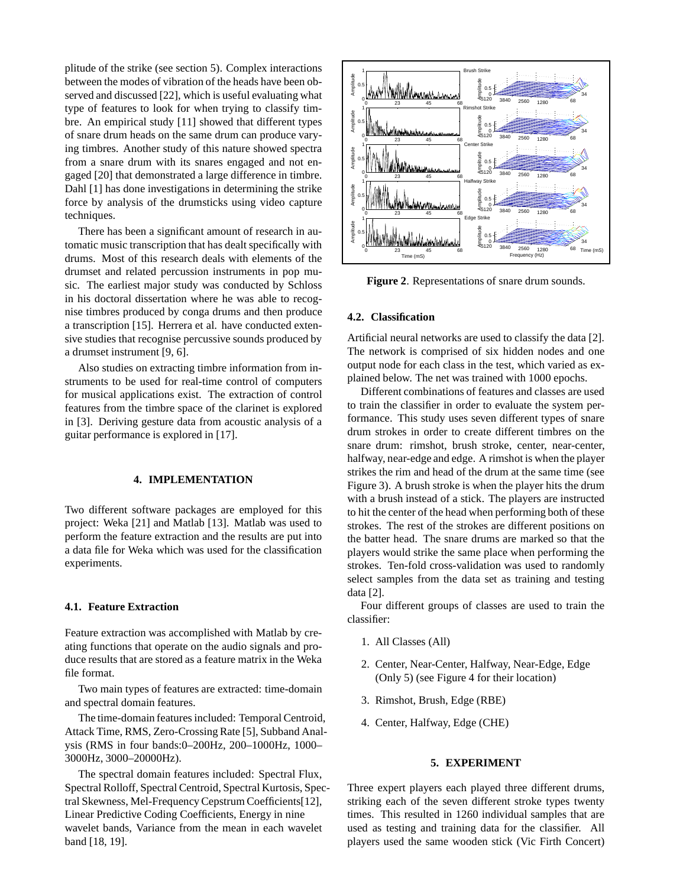plitude of the strike (see section 5). Complex interactions between the modes of vibration of the heads have been observed and discussed [22], which is useful evaluating what type of features to look for when trying to classify timbre. An empirical study [11] showed that different types of snare drum heads on the same drum can produce varying timbres. Another study of this nature showed spectra from a snare drum with its snares engaged and not engaged [20] that demonstrated a large difference in timbre. Dahl [1] has done investigations in determining the strike force by analysis of the drumsticks using video capture techniques.

There has been a significant amount of research in automatic music transcription that has dealt specifically with drums. Most of this research deals with elements of the drumset and related percussion instruments in pop music. The earliest major study was conducted by Schloss in his doctoral dissertation where he was able to recognise timbres produced by conga drums and then produce a transcription [15]. Herrera et al. have conducted extensive studies that recognise percussive sounds produced by a drumset instrument [9, 6].

Also studies on extracting timbre information from instruments to be used for real-time control of computers for musical applications exist. The extraction of control features from the timbre space of the clarinet is explored in [3]. Deriving gesture data from acoustic analysis of a guitar performance is explored in [17].

## 4. IMPLEMENTATION

Two different software packages are employed for this project: Weka [21] and Matlab [13]. Matlab was used to perform the feature extraction and the results are put into a data file for Weka which was used for the classification experiments.

### 4.1. Feature Extraction

Feature extraction was accomplished with Matlab by creating functions that operate on the audio signals and produce results that are stored as a feature matrix in the Weka file format.

Two main types of features are extracted: time-domain and spectral domain features.

The time-domain features included: Temporal Centroid, Attack Time, RMS, Zero-Crossing Rate [5], Subband Analysis (RMS in four bands:0–200Hz, 200–1000Hz, 1000–3000Hz, 3000–20000Hz).

The spectral domain features included: Spectral Flux, Spectral Rolloff, Spectral Centroid, Spectral Kurtosis, Spectral Skewness, Mel-Frequency Cepstrum Coefficients[12], Linear Predictive Coding Coefficients, Energy in nine wavelet bands, Variance from the mean in each wavelet band [18, 19].

**Figure 2**. Representations of snare drum sounds.

### 4.2. Classification

Artificial neural networks are used to classify the data [2]. The network is comprised of six hidden nodes and one output node for each class in the test, which varied as explained below. The net was trained with 1000 epochs.

Different combinations of features and classes are used to train the classifier in order to evaluate the system performance. This study uses seven different types of snare drum strokes in order to create different timbres on the snare drum: rimshot, brush stroke, center, near-center, halfway, near-edge and edge. A rimshot is when the player strikes the rim and head of the drum at the same time (see Figure 3). A brush stroke is when the player hits the drum with a brush instead of a stick. The players are instructed to hit the center of the head when performing both of these strokes. The rest of the strokes are different positions on the batter head. The snare drums are marked so that the players would strike the same place when performing the strokes. Ten-fold cross-validation was used to randomly select samples from the data set as training and testing data [2].

Four different groups of classes are used to train the classifier:

1. All Classes (All)
2. Center, Near-Center, Halfway, Near-Edge, Edge (Only 5) (see Figure 4 for their location)
3. Rimshot, Brush, Edge (RBE)
4. Center, Halfway, Edge (CHE)

## 5. EXPERIMENT

Three expert players each played three different drums, striking each of the seven different stroke types twenty times. This resulted in 1260 individual samples that are used as testing and training data for the classifier. All players used the same wooden stick (Vic Firth Concert)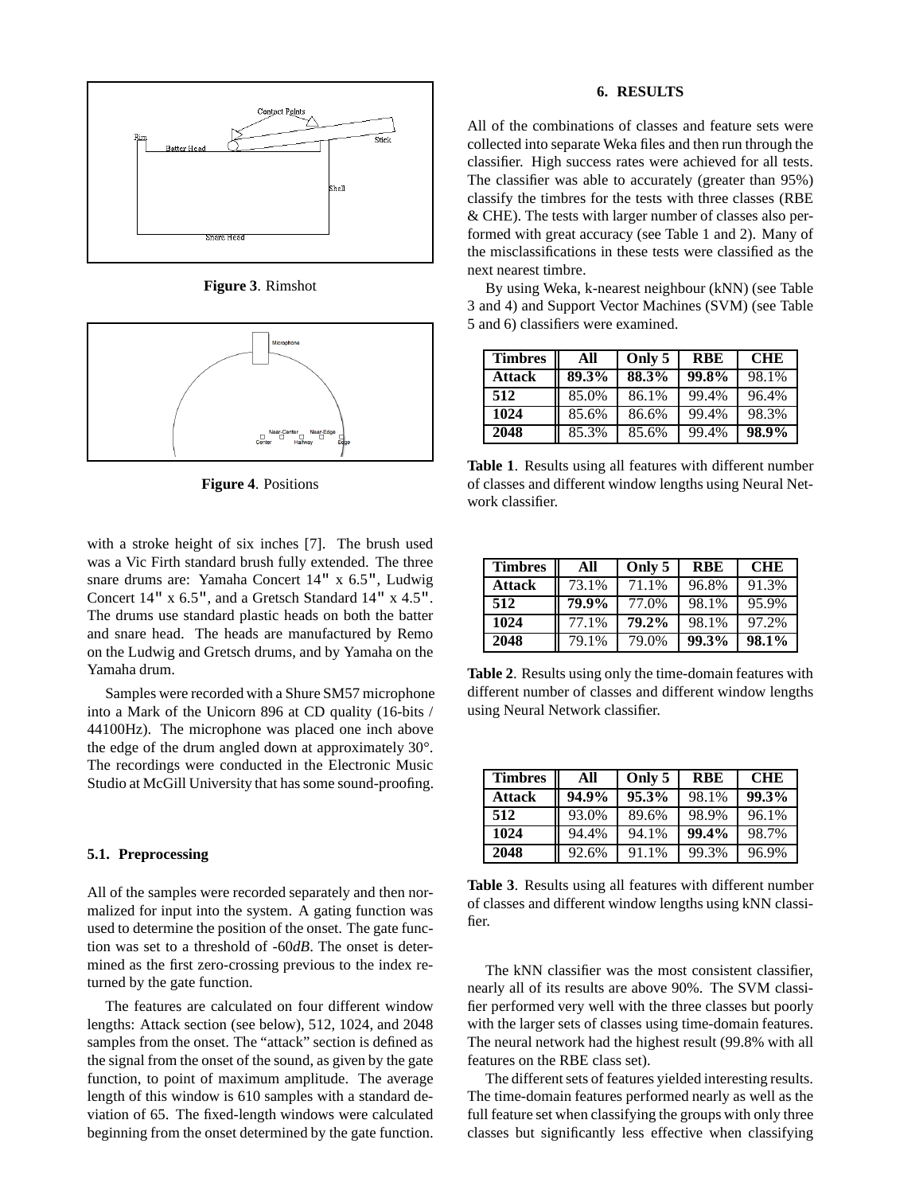**Figure 3**. Rimshot

**Figure 4**. Positions

with a stroke height of six inches [7]. The brush used was a Vic Firth standard brush fully extended. The three snare drums are: Yamaha Concert 14" x 6.5", Ludwig Concert 14" x 6.5", and a Gretsch Standard 14" x 4.5". The drums use standard plastic heads on both the batter and snare head. The heads are manufactured by Remo on the Ludwig and Gretsch drums, and by Yamaha on the Yamaha drum.

Samples were recorded with a Shure SM57 microphone into a Mark of the Unicorn 896 at CD quality (16-bits / 44100Hz). The microphone was placed one inch above the edge of the drum angled down at approximately 30°. The recordings were conducted in the Electronic Music Studio at McGill University that has some sound-proofing.

### 5.1. Preprocessing

All of the samples were recorded separately and then normalized for input into the system. A gating function was used to determine the position of the onset. The gate function was set to a threshold of -60*dB*. The onset is determined as the first zero-crossing previous to the index returned by the gate function.

The features are calculated on four different window lengths: Attack section (see below), 512, 1024, and 2048 samples from the onset. The "attack" section is defined as the signal from the onset of the sound, as given by the gate function, to point of maximum amplitude. The average length of this window is 610 samples with a standard deviation of 65. The fixed-length windows were calculated beginning from the onset determined by the gate function.

## 6. RESULTS

All of the combinations of classes and feature sets were collected into separate Weka files and then run through the classifier. High success rates were achieved for all tests. The classifier was able to accurately (greater than 95%) classify the timbres for the tests with three classes (RBE & CHE). The tests with larger number of classes also performed with great accuracy (see Table 1 and 2). Many of the misclassifications in these tests were classified as the next nearest timbre.

By using Weka, k-nearest neighbour (kNN) (see Table 3 and 4) and Support Vector Machines (SVM) (see Table 5 and 6) classifiers were examined.

| Timbres | All | Only 5 | RBE | CHE |
|---|---|---|---|---|
| **Attack** | **89.3%** | **88.3%** | **99.8%** | 98.1% |
| **512** | 85.0% | 86.1% | 99.4% | 96.4% |
| **1024** | 85.6% | 86.6% | 99.4% | 98.3% |
| **2048** | 85.3% | 85.6% | 99.4% | **98.9%** |

**Table 1**. Results using all features with different number of classes and different window lengths using Neural Network classifier.

| Timbres | All | Only 5 | RBE | CHE |
|---|---|---|---|---|
| **Attack** | 73.1% | 71.1% | 96.8% | 91.3% |
| **512** | **79.9%** | 77.0% | 98.1% | 95.9% |
| **1024** | 77.1% | **79.2%** | 98.1% | 97.2% |
| **2048** | 79.1% | 79.0% | **99.3%** | **98.1%** |

**Table 2**. Results using only the time-domain features with different number of classes and different window lengths using Neural Network classifier.

| Timbres | All | Only 5 | RBE | CHE |
|---|---|---|---|---|
| **Attack** | **94.9%** | **95.3%** | 98.1% | **99.3%** |
| **512** | 93.0% | 89.6% | 98.9% | 96.1% |
| **1024** | 94.4% | 94.1% | **99.4%** | 98.7% |
| **2048** | 92.6% | 91.1% | 99.3% | 96.9% |

**Table 3**. Results using all features with different number of classes and different window lengths using kNN classifier.

The kNN classifier was the most consistent classifier, nearly all of its results are above 90%. The SVM classifier performed very well with the three classes but poorly with the larger sets of classes using time-domain features. The neural network had the highest result (99.8% with all features on the RBE class set).

The different sets of features yielded interesting results. The time-domain features performed nearly as well as the full feature set when classifying the groups with only three classes but significantly less effective when classifying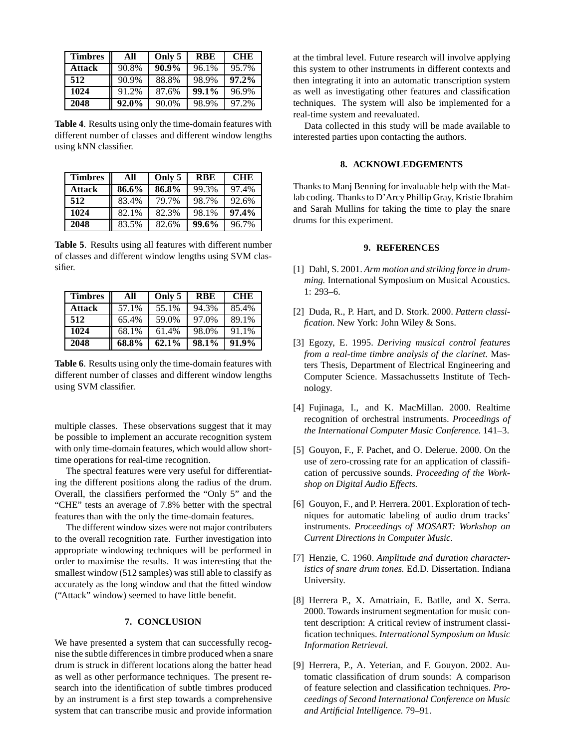| Timbres | All | Only 5 | RBE | CHE |
|---|---|---|---|---|
| **Attack** | 90.8% | **90.9%** | 96.1% | 95.7% |
| **512** | 90.9% | 88.8% | 98.9% | **97.2%** |
| **1024** | 91.2% | 87.6% | **99.1%** | 96.9% |
| **2048** | **92.0%** | 90.0% | 98.9% | 97.2% |

**Table 4**. Results using only the time-domain features with different number of classes and different window lengths using kNN classifier.

| Timbres | All | Only 5 | RBE | CHE |
|---|---|---|---|---|
| **Attack** | **86.6%** | **86.8%** | 99.3% | 97.4% |
| **512** | 83.4% | 79.7% | 98.7% | 92.6% |
| **1024** | 82.1% | 82.3% | 98.1% | **97.4%** |
| **2048** | 83.5% | 82.6% | **99.6%** | 96.7% |

**Table 5**. Results using all features with different number of classes and different window lengths using SVM classifier.

| Timbres | All | Only 5 | RBE | CHE |
|---|---|---|---|---|
| **Attack** | 57.1% | 55.1% | 94.3% | 85.4% |
| **512** | 65.4% | 59.0% | 97.0% | 89.1% |
| **1024** | 68.1% | 61.4% | 98.0% | 91.1% |
| **2048** | **68.8%** | **62.1%** | **98.1%** | **91.9%** |

**Table 6**. Results using only the time-domain features with different number of classes and different window lengths using SVM classifier.

multiple classes. These observations suggest that it may be possible to implement an accurate recognition system with only time-domain features, which would allow short-time operations for real-time recognition.

The spectral features were very useful for differentiating the different positions along the radius of the drum. Overall, the classifiers performed the "Only 5" and the "CHE" tests an average of 7.8% better with the spectral features than with the only the time-domain features.

The different window sizes were not major contributers to the overall recognition rate. Further investigation into appropriate windowing techniques will be performed in order to maximise the results. It was interesting that the smallest window (512 samples) was still able to classify as accurately as the long window and that the fitted window ("Attack" window) seemed to have little benefit.

## 7. CONCLUSION

We have presented a system that can successfully recognise the subtle differences in timbre produced when a snare drum is struck in different locations along the batter head as well as other performance techniques. The present research into the identification of subtle timbres produced by an instrument is a first step towards a comprehensive system that can transcribe music and provide information at the timbral level. Future research will involve applying this system to other instruments in different contexts and then integrating it into an automatic transcription system as well as investigating other features and classification techniques. The system will also be implemented for a real-time system and reevaluated.

Data collected in this study will be made available to interested parties upon contacting the authors.

## 8. ACKNOWLEDGEMENTS

Thanks to Manj Benning for invaluable help with the Matlab coding. Thanks to D'Arcy Phillip Gray, Kristie Ibrahim and Sarah Mullins for taking the time to play the snare drums for this experiment.

## 9. REFERENCES

[1] Dahl, S. 2001. *Arm motion and striking force in drumming.* International Symposium on Musical Acoustics. 1: 293–6.

[2] Duda, R., P. Hart, and D. Stork. 2000. *Pattern classification.* New York: John Wiley & Sons.

[3] Egozy, E. 1995. *Deriving musical control features from a real-time timbre analysis of the clarinet.* Masters Thesis, Department of Electrical Engineering and Computer Science. Massachussetts Institute of Technology.

[4] Fujinaga, I., and K. MacMillan. 2000. Realtime recognition of orchestral instruments. *Proceedings of the International Computer Music Conference.* 141–3.

[5] Gouyon, F., F. Pachet, and O. Delerue. 2000. On the use of zero-crossing rate for an application of classification of percussive sounds. *Proceeding of the Workshop on Digital Audio Effects.*

[6] Gouyon, F., and P. Herrera. 2001. Exploration of techniques for automatic labeling of audio drum tracks' instruments. *Proceedings of MOSART: Workshop on Current Directions in Computer Music.*

[7] Henzie, C. 1960. *Amplitude and duration characteristics of snare drum tones.* Ed.D. Dissertation. Indiana University.

[8] Herrera P., X. Amatriain, E. Batlle, and X. Serra. 2000. Towards instrument segmentation for music content description: A critical review of instrument classification techniques. *International Symposium on Music Information Retrieval.*

[9] Herrera, P., A. Yeterian, and F. Gouyon. 2002. Automatic classification of drum sounds: A comparison of feature selection and classification techniques. *Proceedings of Second International Conference on Music and Artificial Intelligence.* 79–91.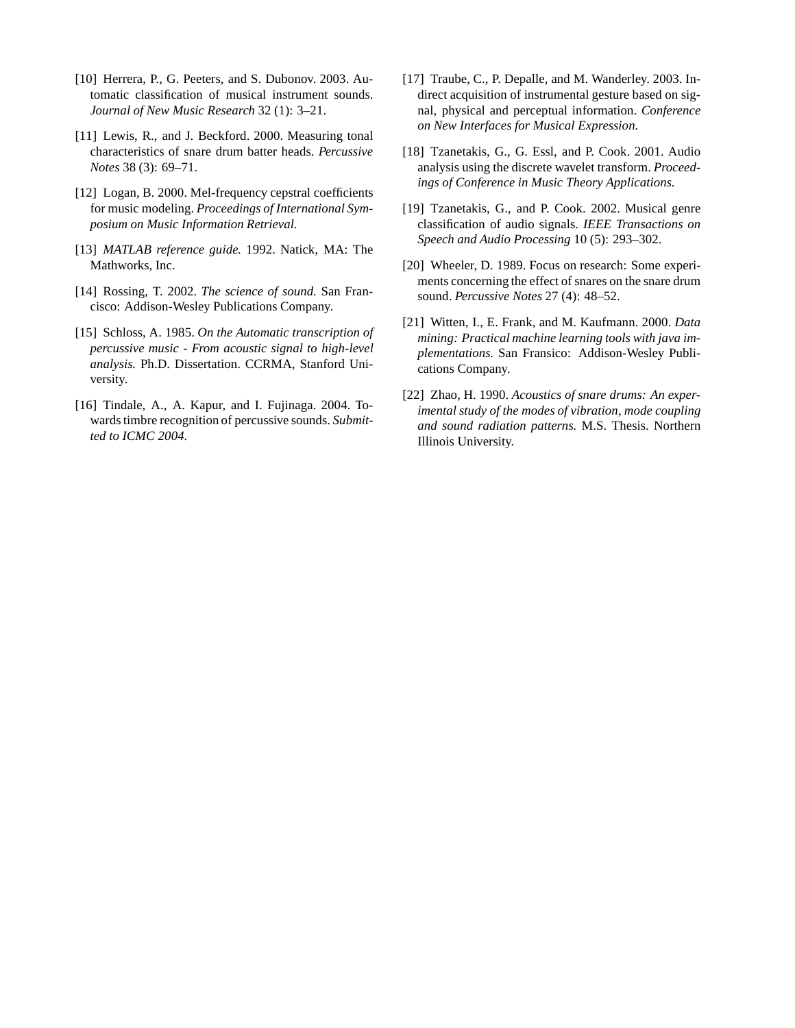[10] Herrera, P., G. Peeters, and S. Dubonov. 2003. Automatic classification of musical instrument sounds. *Journal of New Music Research* 32 (1): 3–21.

[11] Lewis, R., and J. Beckford. 2000. Measuring tonal characteristics of snare drum batter heads. *Percussive Notes* 38 (3): 69–71.

[12] Logan, B. 2000. Mel-frequency cepstral coefficients for music modeling. *Proceedings of International Symposium on Music Information Retrieval.*

[13] *MATLAB reference guide.* 1992. Natick, MA: The Mathworks, Inc.

[14] Rossing, T. 2002. *The science of sound.* San Francisco: Addison-Wesley Publications Company.

[15] Schloss, A. 1985. *On the Automatic transcription of percussive music - From acoustic signal to high-level analysis.* Ph.D. Dissertation. CCRMA, Stanford University.

[16] Tindale, A., A. Kapur, and I. Fujinaga. 2004. Towards timbre recognition of percussive sounds. *Submitted to ICMC 2004.*

[17] Traube, C., P. Depalle, and M. Wanderley. 2003. Indirect acquisition of instrumental gesture based on signal, physical and perceptual information. *Conference on New Interfaces for Musical Expression.*

[18] Tzanetakis, G., G. Essl, and P. Cook. 2001. Audio analysis using the discrete wavelet transform. *Proceedings of Conference in Music Theory Applications.*

[19] Tzanetakis, G., and P. Cook. 2002. Musical genre classification of audio signals. *IEEE Transactions on Speech and Audio Processing* 10 (5): 293–302.

[20] Wheeler, D. 1989. Focus on research: Some experiments concerning the effect of snares on the snare drum sound. *Percussive Notes* 27 (4): 48–52.

[21] Witten, I., E. Frank, and M. Kaufmann. 2000. *Data mining: Practical machine learning tools with java implementations.* San Fransico: Addison-Wesley Publications Company.

[22] Zhao, H. 1990. *Acoustics of snare drums: An experimental study of the modes of vibration, mode coupling and sound radiation patterns.* M.S. Thesis. Northern Illinois University.